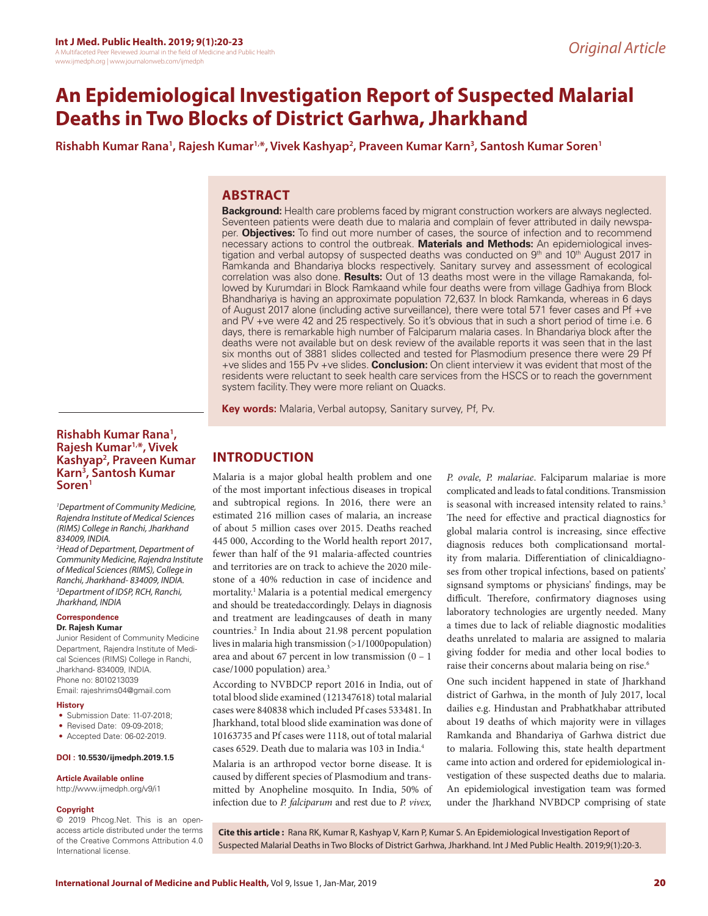Original Article

# An Epidemiological Investigation Report of Suspected Malarial Deaths in Two Blocks of District Garhwa, Jharkhand

**Rishabh Kumar Rana[1], Rajesh Kumar[1,*], Vivek Kashyap[2], Praveen Kumar Karn[3], Santosh Kumar Soren[1]**

## ABSTRACT

**Background:** Health care problems faced by migrant construction workers are always neglected. Seventeen patients were death due to malaria and complain of fever attributed in daily newspaper. **Objectives:** To find out more number of cases, the source of infection and to recommend necessary actions to control the outbreak. **Materials and Methods:** An epidemiological investigation and verbal autopsy of suspected deaths was conducted on 9th and 10th August 2017 in Ramkanda and Bhandariya blocks respectively. Sanitary survey and assessment of ecological correlation was also done. **Results:** Out of 13 deaths most were in the village Ramakanda, followed by Kurumdari in Block Ramkaand while four deaths were from village Gadhiya from Block Bhandhariya is having an approximate population 72,637. In block Ramkanda, whereas in 6 days of August 2017 alone (including active surveillance), there were total 571 fever cases and Pf +ve and PV +ve were 42 and 25 respectively. So it's obvious that in such a short period of time i.e. 6 days, there is remarkable high number of Falciparum malaria cases. In Bhandariya block after the deaths were not available but on desk review of the available reports it was seen that in the last six months out of 3881 slides collected and tested for Plasmodium presence there were 29 Pf +ve slides and 155 Pv +ve slides. **Conclusion:** On client interview it was evident that most of the residents were reluctant to seek health care services from the HSCS or to reach the government system facility. They were more reliant on Quacks.

**Key words:** Malaria, Verbal autopsy, Sanitary survey, Pf, Pv.

**Rishabh Kumar Rana[1], Rajesh Kumar[1,*], Vivek Kashyap[2], Praveen Kumar Karn[3], Santosh Kumar Soren[1]**

[1]*Department of Community Medicine, Rajendra Institute of Medical Sciences (RIMS) College in Ranchi, Jharkhand 834009, INDIA.*

[2]*Head of Department, Department of Community Medicine, Rajendra Institute of Medical Sciences (RIMS), College in Ranchi, Jharkhand- 834009, INDIA.*

[3]*Department of IDSP, RCH, Ranchi, Jharkhand, INDIA*

**Correspondence**

**Dr. Rajesh Kumar**

Junior Resident of Community Medicine Department, Rajendra Institute of Medical Sciences (RIMS) College in Ranchi, Jharkhand- 834009, INDIA.

Phone no: 8010213039

Email: rajeshrims04@gmail.com

**History**

- Submission Date: 11-07-2018;
- Revised Date: 09-09-2018;
- Accepted Date: 06-02-2019.

**DOI : 10.5530/ijmedph.2019.1.5**

**Article Available online**

http://www.ijmedph.org/v9/i1

**Copyright**

© 2019 Phcog.Net. This is an open-access article distributed under the terms of the Creative Commons Attribution 4.0 International license.

## INTRODUCTION

Malaria is a major global health problem and one of the most important infectious diseases in tropical and subtropical regions. In 2016, there were an estimated 216 million cases of malaria, an increase of about 5 million cases over 2015. Deaths reached 445 000, According to the World health report 2017, fewer than half of the 91 malaria-affected countries and territories are on track to achieve the 2020 milestone of a 40% reduction in case of incidence and mortality.[1] Malaria is a potential medical emergency and should be treatedaccordingly. Delays in diagnosis and treatment are leadingcauses of death in many countries.[2] In India about 21.98 percent population lives in malaria high transmission (>1/1000population) area and about 67 percent in low transmission (0 – 1 case/1000 population) area.[3]

According to NVBDCP report 2016 in India, out of total blood slide examined (121347618) total malarial cases were 840838 which included Pf cases 533481. In Jharkhand, total blood slide examination was done of 10163735 and Pf cases were 1118, out of total malarial cases 6529. Death due to malaria was 103 in India.[4]

Malaria is an arthropod vector borne disease. It is caused by different species of Plasmodium and transmitted by Anopheline mosquito. In India, 50% of infection due to *P. falciparum* and rest due to *P. vivex, P. ovale, P. malariae*. Falciparum malariae is more complicated and leads to fatal conditions. Transmission is seasonal with increased intensity related to rains.[5] The need for effective and practical diagnostics for global malaria control is increasing, since effective diagnosis reduces both complicationsand mortality from malaria. Differentiation of clinicaldiagnoses from other tropical infections, based on patients' signsand symptoms or physicians' findings, may be difficult. Therefore, confirmatory diagnoses using laboratory technologies are urgently needed. Many a times due to lack of reliable diagnostic modalities deaths unrelated to malaria are assigned to malaria giving fodder for media and other local bodies to raise their concerns about malaria being on rise.[6]

One such incident happened in state of Jharkhand district of Garhwa, in the month of July 2017, local dailies e.g. Hindustan and Prabhatkhabar attributed about 19 deaths of which majority were in villages Ramkanda and Bhandariya of Garhwa district due to malaria. Following this, state health department came into action and ordered for epidemiological investigation of these suspected deaths due to malaria. An epidemiological investigation team was formed under the Jharkhand NVBDCP comprising of state

**Cite this article :** Rana RK, Kumar R, Kashyap V, Karn P, Kumar S. An Epidemiological Investigation Report of Suspected Malarial Deaths in Two Blocks of District Garhwa, Jharkhand. Int J Med Public Health. 2019;9(1):20-3.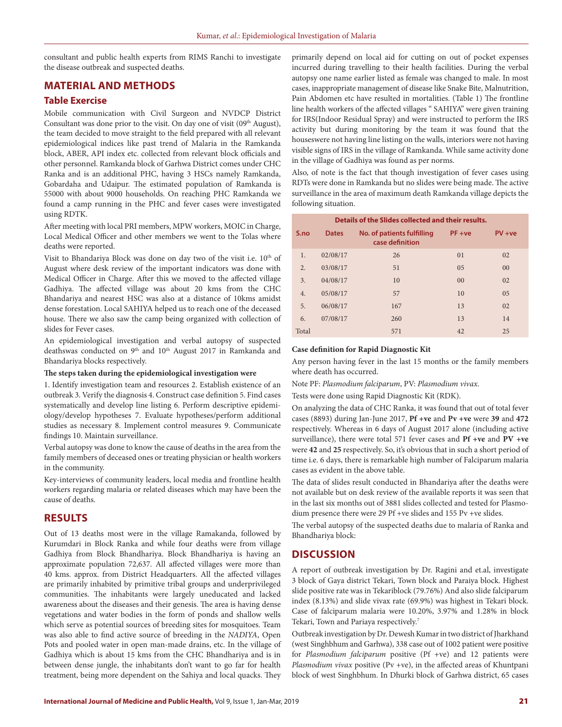consultant and public health experts from RIMS Ranchi to investigate the disease outbreak and suspected deaths.

## MATERIAL AND METHODS

### Table Exercise

Mobile communication with Civil Surgeon and NVDCP District Consultant was done prior to the visit. On day one of visit (09th August), the team decided to move straight to the field prepared with all relevant epidemiological indices like past trend of Malaria in the Ramkanda block, ABER, API index etc. collected from relevant block officials and other personnel. Ramkanda block of Garhwa District comes under CHC Ranka and is an additional PHC, having 3 HSCs namely Ramkanda, Gobardaha and Udaipur. The estimated population of Ramkanda is 55000 with about 9000 households. On reaching PHC Ramkanda we found a camp running in the PHC and fever cases were investigated using RDTK.

After meeting with local PRI members, MPW workers, MOIC in Charge, Local Medical Officer and other members we went to the Tolas where deaths were reported.

Visit to Bhandariya Block was done on day two of the visit i.e. 10th of August where desk review of the important indicators was done with Medical Officer in Charge. After this we moved to the affected village Gadhiya. The affected village was about 20 kms from the CHC Bhandariya and nearest HSC was also at a distance of 10kms amidst dense forestation. Local SAHIYA helped us to reach one of the deceased house. There we also saw the camp being organized with collection of slides for Fever cases.

An epidemiological investigation and verbal autopsy of suspected deathswas conducted on 9th and 10th August 2017 in Ramkanda and Bhandariya blocks respectively.

**The steps taken during the epidemiological investigation were**

1. Identify investigation team and resources 2. Establish existence of an outbreak 3. Verify the diagnosis 4. Construct case definition 5. Find cases systematically and develop line listing 6. Perform descriptive epidemiology/develop hypotheses 7. Evaluate hypotheses/perform additional studies as necessary 8. Implement control measures 9. Communicate findings 10. Maintain surveillance.

Verbal autopsy was done to know the cause of deaths in the area from the family members of deceased ones or treating physician or health workers in the community.

Key-interviews of community leaders, local media and frontline health workers regarding malaria or related diseases which may have been the cause of deaths.

## RESULTS

Out of 13 deaths most were in the village Ramakanda, followed by Kurumdari in Block Ranka and while four deaths were from village Gadhiya from Block Bhandhariya. Block Bhandhariya is having an approximate population 72,637. All affected villages were more than 40 kms. approx. from District Headquarters. All the affected villages are primarily inhabited by primitive tribal groups and underprivileged communities. The inhabitants were largely uneducated and lacked awareness about the diseases and their genesis. The area is having dense vegetations and water bodies in the form of ponds and shallow wells which serve as potential sources of breeding sites for mosquitoes. Team was also able to find active source of breeding in the *NADIYA*, Open Pots and pooled water in open man-made drains, etc. In the village of Gadhiya which is about 15 kms from the CHC Bhandhariya and is in between dense jungle, the inhabitants don't want to go far for health treatment, being more dependent on the Sahiya and local quacks. They primarily depend on local aid for cutting on out of pocket expenses incurred during travelling to their health facilities. During the verbal autopsy one name earlier listed as female was changed to male. In most cases, inappropriate management of disease like Snake Bite, Malnutrition, Pain Abdomen etc have resulted in mortalities. (Table 1) The frontline line health workers of the affected villages " SAHIYA" were given training for IRS(Indoor Residual Spray) and were instructed to perform the IRS activity but during monitoring by the team it was found that the houseswere not having line listing on the walls, interiors were not having visible signs of IRS in the village of Ramkanda. While same activity done in the village of Gadhiya was found as per norms.

Also, of note is the fact that though investigation of fever cases using RDTs were done in Ramkanda but no slides were being made. The active surveillance in the area of maximum death Ramkanda village depicts the following situation.

**Details of the Slides collected and their results.**

| S.no | Dates | No. of patients fulfilling case definition | PF +ve | PV +ve |
|---|---|---|---|---|
| 1. | 02/08/17 | 26 | 01 | 02 |
| 2. | 03/08/17 | 51 | 05 | 00 |
| 3. | 04/08/17 | 10 | 00 | 02 |
| 4. | 05/08/17 | 57 | 10 | 05 |
| 5. | 06/08/17 | 167 | 13 | 02 |
| 6. | 07/08/17 | 260 | 13 | 14 |
| Total | | 571 | 42 | 25 |

**Case definition for Rapid Diagnostic Kit**

Any person having fever in the last 15 months or the family members where death has occurred.

Note PF: *Plasmodium falciparum*, PV: *Plasmodium vivax*.

Tests were done using Rapid Diagnostic Kit (RDK).

On analyzing the data of CHC Ranka, it was found that out of total fever cases (8893) during Jan-June 2017, **Pf +ve** and **Pv +ve** were **39** and **472** respectively. Whereas in 6 days of August 2017 alone (including active surveillance), there were total 571 fever cases and **Pf +ve** and **PV +ve** were **42** and **25** respectively. So, it's obvious that in such a short period of time i.e. 6 days, there is remarkable high number of Falciparum malaria cases as evident in the above table.

The data of slides result conducted in Bhandariya after the deaths were not available but on desk review of the available reports it was seen that in the last six months out of 3881 slides collected and tested for Plasmodium presence there were 29 Pf +ve slides and 155 Pv +ve slides.

The verbal autopsy of the suspected deaths due to malaria of Ranka and Bhandhariya block:

## DISCUSSION

A report of outbreak investigation by Dr. Ragini and et.al, investigate 3 block of Gaya district Tekari, Town block and Paraiya block. Highest slide positive rate was in Tekariblock (79.76%) And also slide falciparum index (8.13%) and slide vivax rate (69.9%) was highest in Tekari block. Case of falciparum malaria were 10.20%, 3.97% and 1.28% in block Tekari, Town and Pariaya respectively.[7]

Outbreak investigation by Dr. Dewesh Kumar in two district of Jharkhand (west Singhbhum and Garhwa), 338 case out of 1002 patient were positive for *Plasmodium falciparum* positive (Pf +ve) and 12 patients were *Plasmodium vivax* positive (Pv +ve), in the affected areas of Khuntpani block of west Singhbhum. In Dhurki block of Garhwa district, 65 cases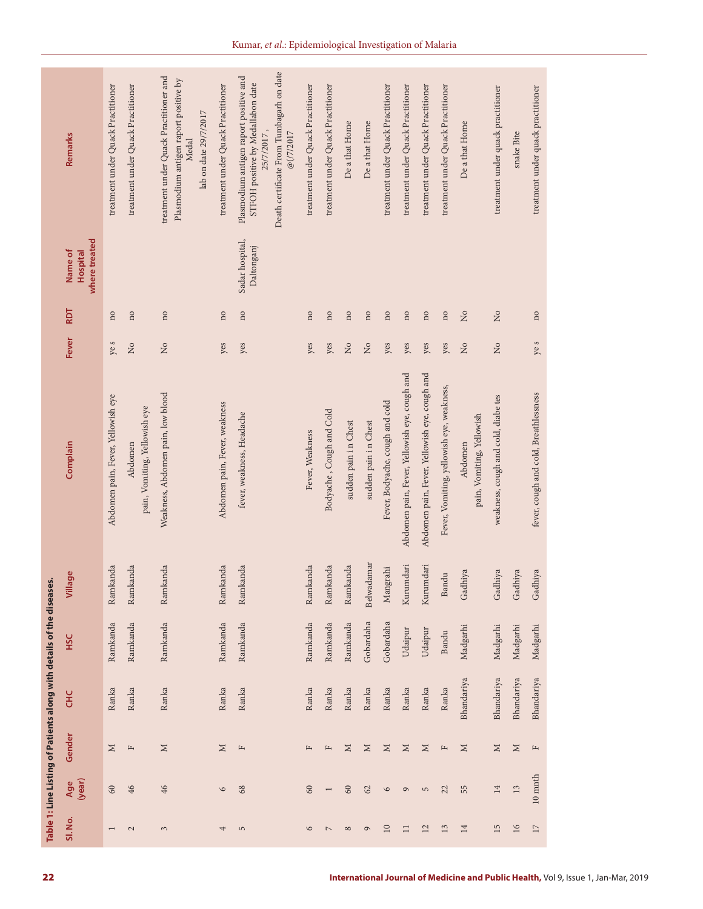**Table 1: Line Listing of Patients along with details of the diseases.**

| Sl. No. | Age (year) | Gender | CHC | HSC | Village | Complain | Fever | RDT | Name of Hospital where treated | Remarks |
|---|---|---|---|---|---|---|---|---|---|---|
| 1 | 60 | M | Ranka | Ramkanda | Ramkanda | Abdomen pain, Fever, Yellowish eye | ye s | no | | treatment under Quack Practitioner |
| 2 | 46 | F | Ranka | Ramkanda | Ramkanda | Abdomen pain, Vomiting, Yellowish eye | No | no | | treatment under Quack Practitioner |
| 3 | 46 | M | Ranka | Ramkanda | Ramkanda | Weakness, Abdomen pain, low blood | No | no | | treatment under Quack Practitioner and Plasmodium antigen raport positive by Medal lab on date 29/7/2017 |
| 4 | 6 | M | Ranka | Ramkanda | Ramkanda | Abdomen pain, Fever, weakness | yes | no | | treatment under Quack Practitioner |
| 5 | 68 | F | Ranka | Ramkanda | Ramkanda | fever, weakness, Headache | yes | no | Sadar hospital, Daltonganj | Plasmodium antigen raport positive and STFOH positive by Medallabon date 25/7/2017, Death certificate From Tumbagarh on date @(/7/2017 |
| 6 | 60 | F | Ranka | Ramkanda | Ramkanda | Fever, Weakness | yes | no | | treatment under Quack Practitioner |
| 7 | 1 | F | Ranka | Ramkanda | Ramkanda | Bodyache , Cough and Cold | yes | no | | treatment under Quack Practitioner |
| 8 | 60 | M | Ranka | Ramkanda | Ramkanda | sudden pain i n Chest | No | no | | De a that Home |
| 9 | 62 | M | Ranka | Gobardaha | Belwadamar | sudden pain i n Chest | No | no | | De a that Home |
| 10 | 6 | M | Ranka | Gobardaha | Mangrahi | Fever, Bodyache, cough and cold | yes | no | | treatment under Quack Practitioner |
| 11 | 9 | M | Ranka | Udaipur | Kurumdari | Abdomen pain, Fever, Yellowish eye, cough and | yes | no | | treatment under Quack Practitioner |
| 12 | 5 | M | Ranka | Udaipur | Kurumdari | Abdomen pain, Fever, Yellowish eye, cough and | yes | no | | treatment under Quack Practitioner |
| 13 | 22 | F | Ranka | Bandu | Bandu | Fever, Vomiting, yellowish eye, weakness, | yes | no | | treatment under Quack Practitioner |
| 14 | 55 | M | Bhandariya | Madgarhi | Gadhiya | Abdomen pain, Vomiting, Yellowish | No | No | | De a that Home |
| 15 | 14 | M | Bhandariya | Madgarhi | Gadhiya | weakness, cough and cold, diabe tes | No | No | | treatment under quack practitioner |
| 16 | 13 | M | Bhandariya | Madgarhi | Gadhiya | | | | | snake Bite |
| 17 | 10 mnth | F | Bhandariya | Madgarhi | Gadhiya | fever, cough and cold, Breathlessness | ye s | no | | treatment under quack practitioner |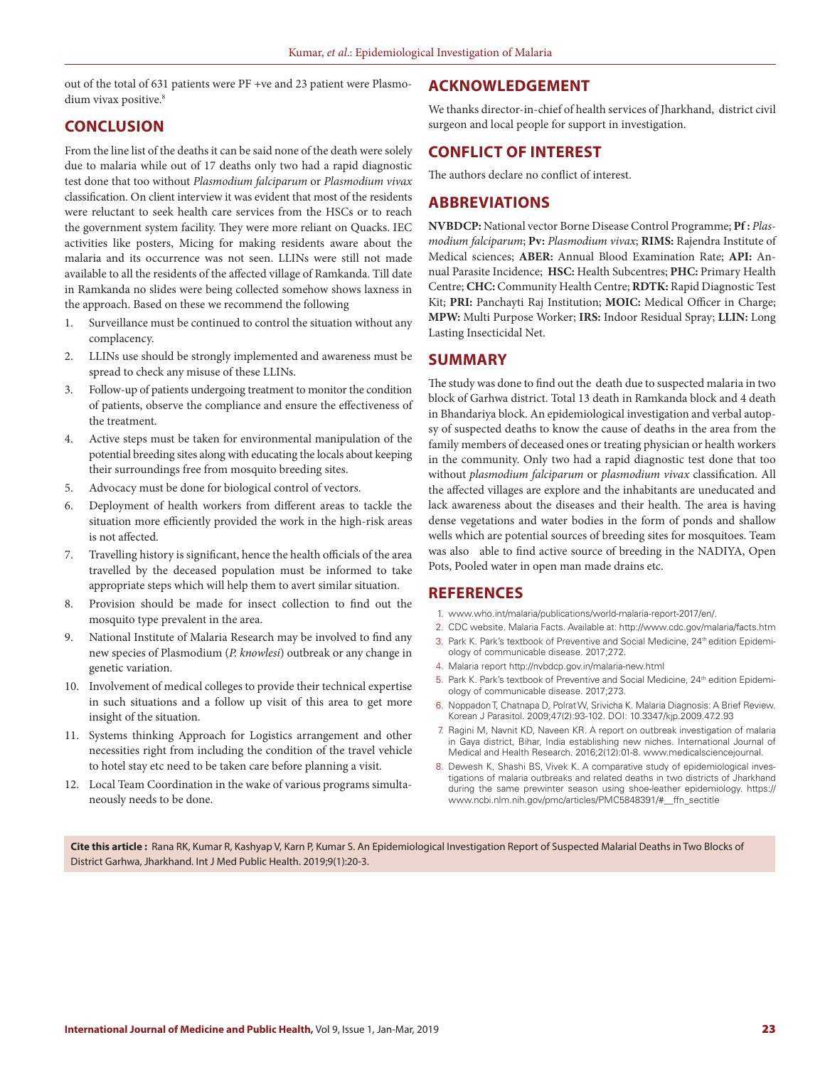out of the total of 631 patients were PF +ve and 23 patient were Plasmodium vivax positive.[8]

## CONCLUSION

From the line list of the deaths it can be said none of the death were solely due to malaria while out of 17 deaths only two had a rapid diagnostic test done that too without *Plasmodium falciparum* or *Plasmodium vivax* classification. On client interview it was evident that most of the residents were reluctant to seek health care services from the HSCs or to reach the government system facility. They were more reliant on Quacks. IEC activities like posters, Micing for making residents aware about the malaria and its occurrence was not seen. LLINs were still not made available to all the residents of the affected village of Ramkanda. Till date in Ramkanda no slides were being collected somehow shows laxness in the approach. Based on these we recommend the following

1. Surveillance must be continued to control the situation without any complacency.
2. LLINs use should be strongly implemented and awareness must be spread to check any misuse of these LLINs.
3. Follow-up of patients undergoing treatment to monitor the condition of patients, observe the compliance and ensure the effectiveness of the treatment.
4. Active steps must be taken for environmental manipulation of the potential breeding sites along with educating the locals about keeping their surroundings free from mosquito breeding sites.
5. Advocacy must be done for biological control of vectors.
6. Deployment of health workers from different areas to tackle the situation more efficiently provided the work in the high-risk areas is not affected.
7. Travelling history is significant, hence the health officials of the area travelled by the deceased population must be informed to take appropriate steps which will help them to avert similar situation.
8. Provision should be made for insect collection to find out the mosquito type prevalent in the area.
9. National Institute of Malaria Research may be involved to find any new species of Plasmodium (*P. knowlesi*) outbreak or any change in genetic variation.
10. Involvement of medical colleges to provide their technical expertise in such situations and a follow up visit of this area to get more insight of the situation.
11. Systems thinking Approach for Logistics arrangement and other necessities right from including the condition of the travel vehicle to hotel stay etc need to be taken care before planning a visit.
12. Local Team Coordination in the wake of various programs simultaneously needs to be done.

## ACKNOWLEDGEMENT

We thanks director-in-chief of health services of Jharkhand, district civil surgeon and local people for support in investigation.

## CONFLICT OF INTEREST

The authors declare no conflict of interest.

## ABBREVIATIONS

**NVBDCP:** National vector Borne Disease Control Programme; **Pf :** *Plasmodium falciparum*; **Pv:** *Plasmodium vivax*; **RIMS:** Rajendra Institute of Medical sciences; **ABER:** Annual Blood Examination Rate; **API:** Annual Parasite Incidence; **HSC:** Health Subcentres; **PHC:** Primary Health Centre; **CHC:** Community Health Centre; **RDTK:** Rapid Diagnostic Test Kit; **PRI:** Panchayti Raj Institution; **MOIC:** Medical Officer in Charge; **MPW:** Multi Purpose Worker; **IRS:** Indoor Residual Spray; **LLIN:** Long Lasting Insecticidal Net.

## SUMMARY

The study was done to find out the death due to suspected malaria in two block of Garhwa district. Total 13 death in Ramkanda block and 4 death in Bhandariya block. An epidemiological investigation and verbal autopsy of suspected deaths to know the cause of deaths in the area from the family members of deceased ones or treating physician or health workers in the community. Only two had a rapid diagnostic test done that too without *plasmodium falciparum* or *plasmodium vivax* classification. All the affected villages are explore and the inhabitants are uneducated and lack awareness about the diseases and their health. The area is having dense vegetations and water bodies in the form of ponds and shallow wells which are potential sources of breeding sites for mosquitoes. Team was also able to find active source of breeding in the NADIYA, Open Pots, Pooled water in open man made drains etc.

## REFERENCES

1. www.who.int/malaria/publications/world-malaria-report-2017/en/.
2. CDC website. Malaria Facts. Available at: http://www.cdc.gov/malaria/facts.htm
3. Park K. Park's textbook of Preventive and Social Medicine, 24th edition Epidemiology of communicable disease. 2017;272.
4. Malaria report http://nvbdcp.gov.in/malaria-new.html
5. Park K. Park's textbook of Preventive and Social Medicine, 24th edition Epidemiology of communicable disease. 2017;273.
6. Noppadon T, Chatnapa D, Polrat W, Srivicha K. Malaria Diagnosis: A Brief Review. Korean J Parasitol. 2009;47(2):93-102. DOI: 10.3347/kjp.2009.47.2.93
7. Ragini M, Navnit KD, Naveen KR. A report on outbreak investigation of malaria in Gaya district, Bihar, India establishing new niches. International Journal of Medical and Health Research. 2016;2(12):01-8. www.medicalsciencejournal.
8. Dewesh K, Shashi BS, Vivek K. A comparative study of epidemiological investigations of malaria outbreaks and related deaths in two districts of Jharkhand during the same prewinter season using shoe-leather epidemiology. https://www.ncbi.nlm.nih.gov/pmc/articles/PMC5848391/#__ffn_sectitle

**Cite this article :** Rana RK, Kumar R, Kashyap V, Karn P, Kumar S. An Epidemiological Investigation Report of Suspected Malarial Deaths in Two Blocks of District Garhwa, Jharkhand. Int J Med Public Health. 2019;9(1):20-3.